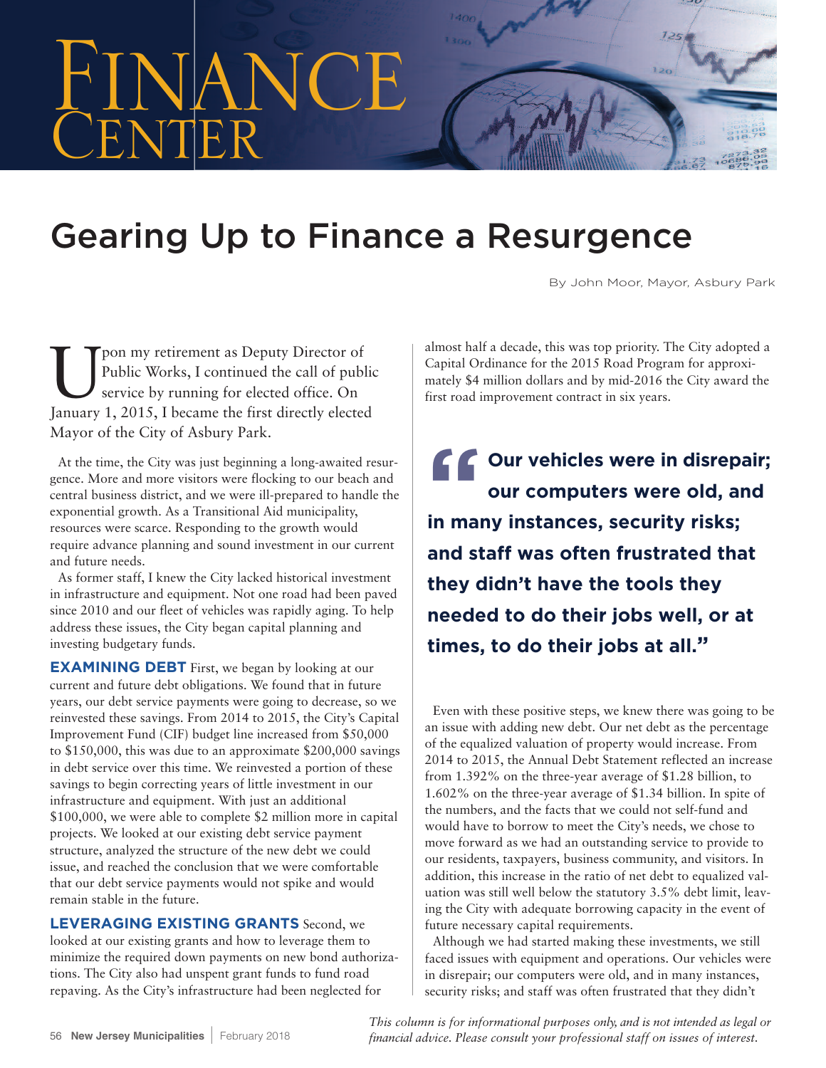# Finance Center

## Gearing Up to Finance a Resurgence

By John Moor, Mayor, Asbury Park

Upon my retirement as Deputy Director of Public Works, I continued the call of public service by running for elected office. On January 1, 2015, I became the first directly elected Mayor of the City of Asbury Park.

At the time, the City was just beginning a long-awaited resurgence. More and more visitors were flocking to our beach and central business district, and we were ill-prepared to handle the exponential growth. As a Transitional Aid municipality, resources were scarce. Responding to the growth would require advance planning and sound investment in our current and future needs.

As former staff, I knew the City lacked historical investment in infrastructure and equipment. Not one road had been paved since 2010 and our fleet of vehicles was rapidly aging. To help address these issues, the City began capital planning and investing budgetary funds.

**EXAMINING DEBT** First, we began by looking at our current and future debt obligations. We found that in future years, our debt service payments were going to decrease, so we reinvested these savings. From 2014 to 2015, the City's Capital Improvement Fund (CIF) budget line increased from $50,000 to $150,000, this was due to an approximate $200,000 savings in debt service over this time. We reinvested a portion of these savings to begin correcting years of little investment in our infrastructure and equipment. With just an additional $100,000, we were able to complete $2 million more in capital projects. We looked at our existing debt service payment structure, analyzed the structure of the new debt we could issue, and reached the conclusion that we were comfortable that our debt service payments would not spike and would remain stable in the future.

**LEVERAGING EXISTING GRANTS** Second, we looked at our existing grants and how to leverage them to minimize the required down payments on new bond authorizations. The City also had unspent grant funds to fund road repaving. As the City's infrastructure had been neglected for almost half a decade, this was top priority. The City adopted a Capital Ordinance for the 2015 Road Program for approximately $4 million dollars and by mid-2016 the City award the first road improvement contract in six years.

> **"Our vehicles were in disrepair; our computers were old, and in many instances, security risks; and staff was often frustrated that they didn't have the tools they needed to do their jobs well, or at times, to do their jobs at all."**

Even with these positive steps, we knew there was going to be an issue with adding new debt. Our net debt as the percentage of the equalized valuation of property would increase. From 2014 to 2015, the Annual Debt Statement reflected an increase from 1.392% on the three-year average of $1.28 billion, to 1.602% on the three-year average of $1.34 billion. In spite of the numbers, and the facts that we could not self-fund and would have to borrow to meet the City's needs, we chose to move forward as we had an outstanding service to provide to our residents, taxpayers, business community, and visitors. In addition, this increase in the ratio of net debt to equalized valuation was still well below the statutory 3.5% debt limit, leaving the City with adequate borrowing capacity in the event of future necessary capital requirements.

Although we had started making these investments, we still faced issues with equipment and operations. Our vehicles were in disrepair; our computers were old, and in many instances, security risks; and staff was often frustrated that they didn't

*This column is for informational purposes only, and is not intended as legal or financial advice. Please consult your professional staff on issues of interest.*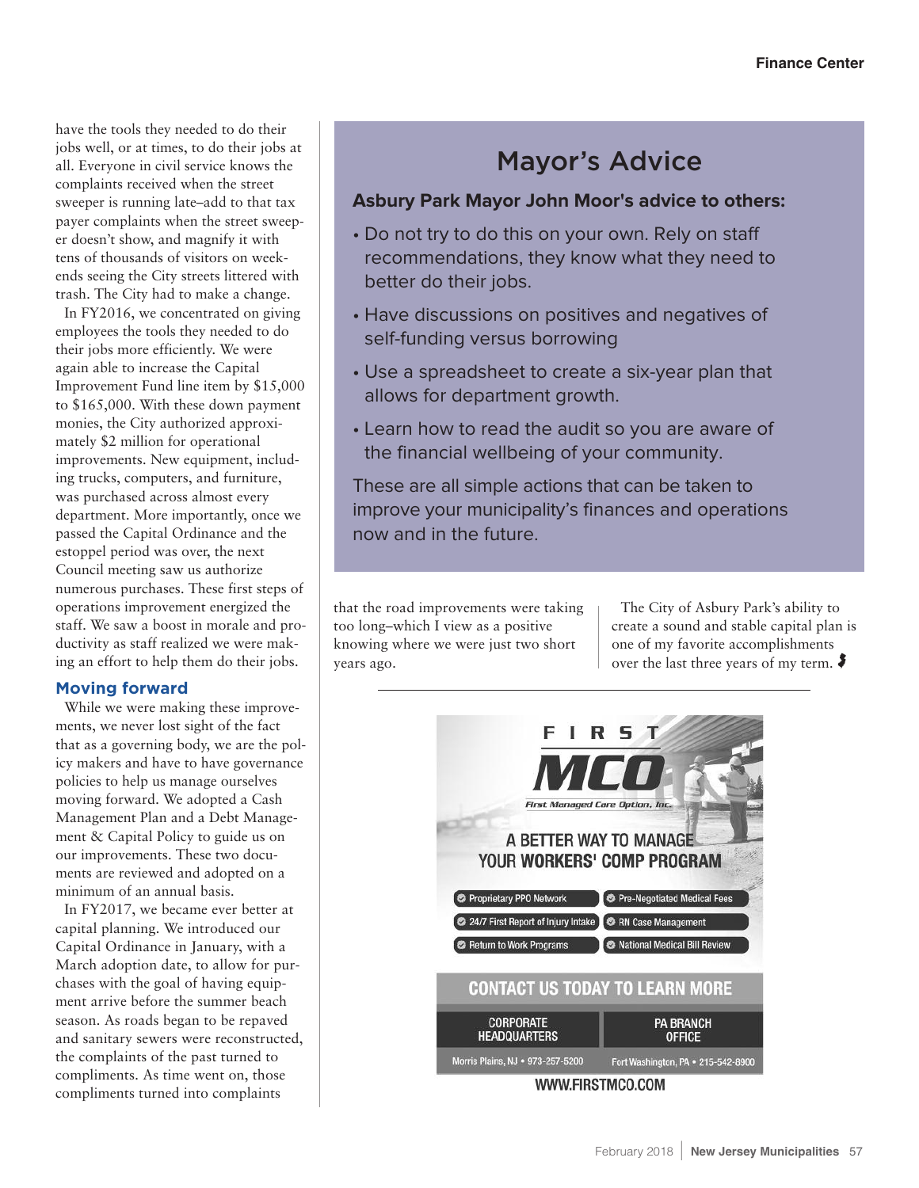have the tools they needed to do their jobs well, or at times, to do their jobs at all. Everyone in civil service knows the complaints received when the street sweeper is running late–add to that tax payer complaints when the street sweeper doesn't show, and magnify it with tens of thousands of visitors on weekends seeing the City streets littered with trash. The City had to make a change.

In FY2016, we concentrated on giving employees the tools they needed to do their jobs more efficiently. We were again able to increase the Capital Improvement Fund line item by $15,000 to $165,000. With these down payment monies, the City authorized approximately $2 million for operational improvements. New equipment, including trucks, computers, and furniture, was purchased across almost every department. More importantly, once we passed the Capital Ordinance and the estoppel period was over, the next Council meeting saw us authorize numerous purchases. These first steps of operations improvement energized the staff. We saw a boost in morale and productivity as staff realized we were making an effort to help them do their jobs.

### Moving forward

While we were making these improvements, we never lost sight of the fact that as a governing body, we are the policy makers and have to have governance policies to help us manage ourselves moving forward. We adopted a Cash Management Plan and a Debt Management & Capital Policy to guide us on our improvements. These two documents are reviewed and adopted on a minimum of an annual basis.

In FY2017, we became ever better at capital planning. We introduced our Capital Ordinance in January, with a March adoption date, to allow for purchases with the goal of having equipment arrive before the summer beach season. As roads began to be repaved and sanitary sewers were reconstructed, the complaints of the past turned to compliments. As time went on, those compliments turned into complaints that the road improvements were taking too long–which I view as a positive knowing where we were just two short years ago.

The City of Asbury Park's ability to create a sound and stable capital plan is one of my favorite accomplishments over the last three years of my term.

## Mayor's Advice

**Asbury Park Mayor John Moor's advice to others:**

- Do not try to do this on your own. Rely on staff recommendations, they know what they need to better do their jobs.
- Have discussions on positives and negatives of self-funding versus borrowing
- Use a spreadsheet to create a six-year plan that allows for department growth.
- Learn how to read the audit so you are aware of the financial wellbeing of your community.

These are all simple actions that can be taken to improve your municipality's finances and operations now and in the future.

---

FIRST MCO
First Managed Care Option, Inc.

A BETTER WAY TO MANAGE YOUR WORKERS' COMP PROGRAM

- Proprietary PPO Network
- Pre-Negotiated Medical Fees
- 24/7 First Report of Injury Intake
- RN Case Management
- Return to Work Programs
- National Medical Bill Review

CONTACT US TODAY TO LEARN MORE

CORPORATE HEADQUARTERS
Morris Plains, NJ • 973-257-5200

PA BRANCH OFFICE
Fort Washington, PA • 215-542-8900

WWW.FIRSTMCO.COM